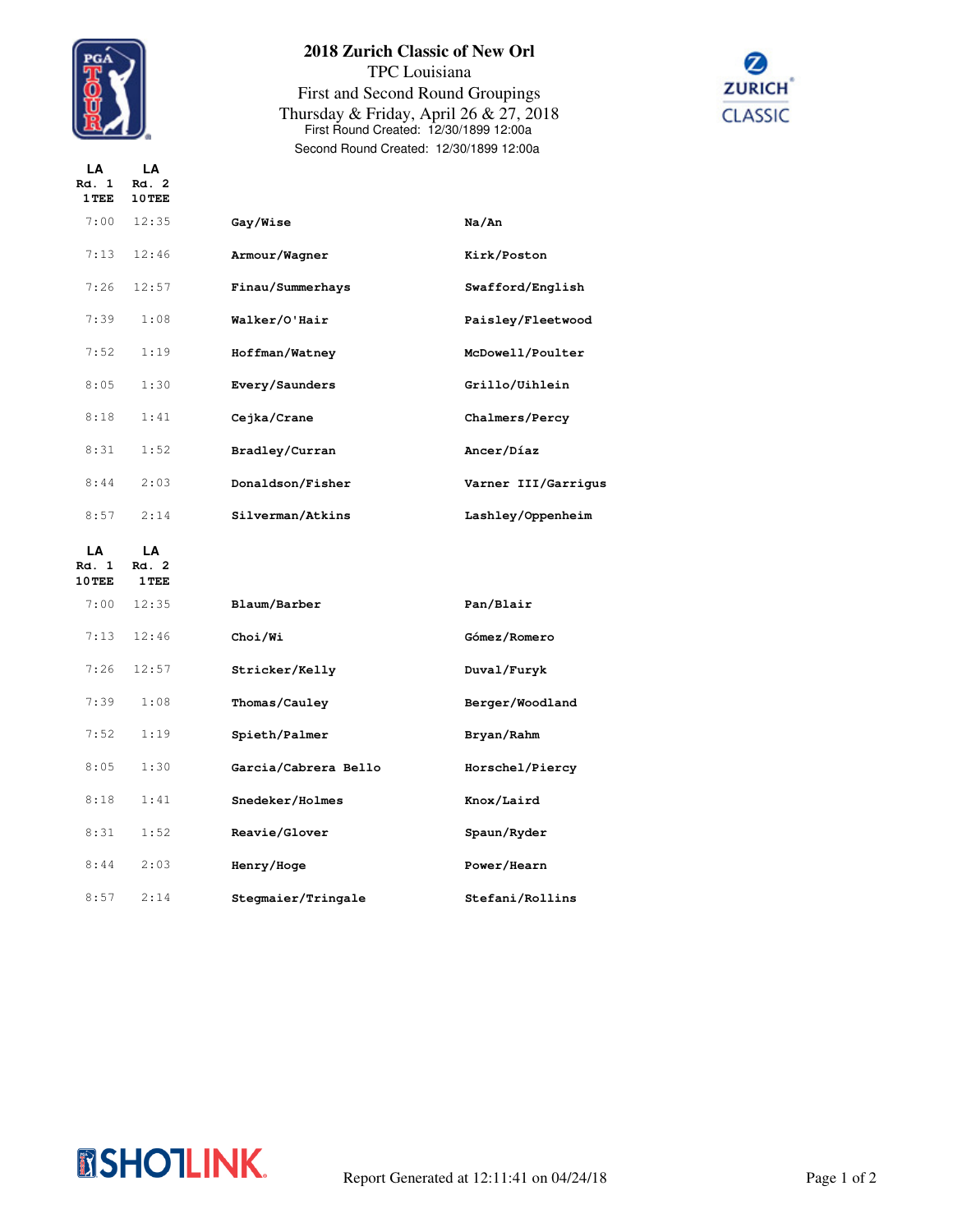# 2018 Zurich Classic of New Orl

TPC Louisiana

First and Second Round Groupings

Thursday & Friday, April 26 & 27, 2018

First Round Created: 12/30/1899 12:00a

Second Round Created: 12/30/1899 12:00a

| LA Rd. 1 1 TEE | LA Rd. 2 10 TEE | | |
|---|---|---|---|
| 7:00 | 12:35 | Gay/Wise | Na/An |
| 7:13 | 12:46 | Armour/Wagner | Kirk/Poston |
| 7:26 | 12:57 | Finau/Summerhays | Swafford/English |
| 7:39 | 1:08 | Walker/O'Hair | Paisley/Fleetwood |
| 7:52 | 1:19 | Hoffman/Watney | McDowell/Poulter |
| 8:05 | 1:30 | Every/Saunders | Grillo/Uihlein |
| 8:18 | 1:41 | Cejka/Crane | Chalmers/Percy |
| 8:31 | 1:52 | Bradley/Curran | Ancer/Díaz |
| 8:44 | 2:03 | Donaldson/Fisher | Varner III/Garrigus |
| 8:57 | 2:14 | Silverman/Atkins | Lashley/Oppenheim |

| LA Rd. 1 10 TEE | LA Rd. 2 1 TEE | | |
|---|---|---|---|
| 7:00 | 12:35 | Blaum/Barber | Pan/Blair |
| 7:13 | 12:46 | Choi/Wi | Gómez/Romero |
| 7:26 | 12:57 | Stricker/Kelly | Duval/Furyk |
| 7:39 | 1:08 | Thomas/Cauley | Berger/Woodland |
| 7:52 | 1:19 | Spieth/Palmer | Bryan/Rahm |
| 8:05 | 1:30 | Garcia/Cabrera Bello | Horschel/Piercy |
| 8:18 | 1:41 | Snedeker/Holmes | Knox/Laird |
| 8:31 | 1:52 | Reavie/Glover | Spaun/Ryder |
| 8:44 | 2:03 | Henry/Hoge | Power/Hearn |
| 8:57 | 2:14 | Stegmaier/Tringale | Stefani/Rollins |

Report Generated at 12:11:41 on 04/24/18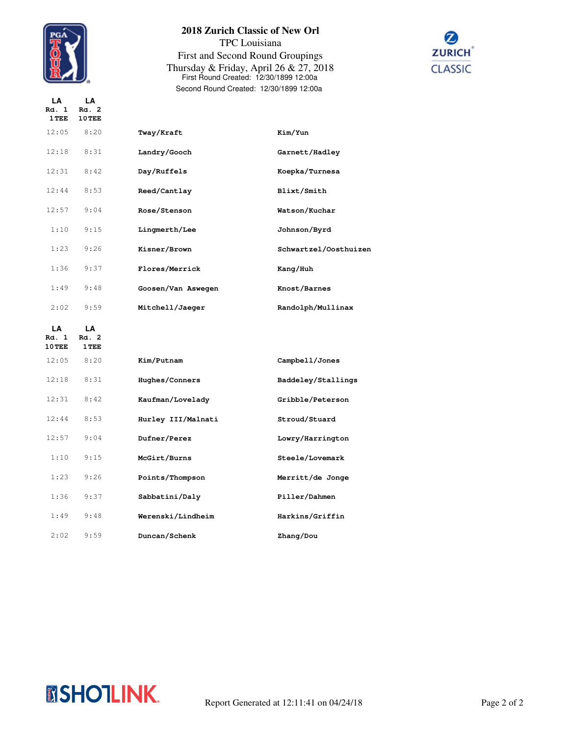# 2018 Zurich Classic of New Orl

TPC Louisiana

First and Second Round Groupings

Thursday & Friday, April 26 & 27, 2018

First Round Created: 12/30/1899 12:00a

Second Round Created: 12/30/1899 12:00a

| LA Rd. 1 1 TEE | LA Rd. 2 10 TEE | | |
|---|---|---|---|
| 12:05 | 8:20 | Tway/Kraft | Kim/Yun |
| 12:18 | 8:31 | Landry/Gooch | Garnett/Hadley |
| 12:31 | 8:42 | Day/Ruffels | Koepka/Turnesa |
| 12:44 | 8:53 | Reed/Cantlay | Blixt/Smith |
| 12:57 | 9:04 | Rose/Stenson | Watson/Kuchar |
| 1:10 | 9:15 | Lingmerth/Lee | Johnson/Byrd |
| 1:23 | 9:26 | Kisner/Brown | Schwartzel/Oosthuizen |
| 1:36 | 9:37 | Flores/Merrick | Kang/Huh |
| 1:49 | 9:48 | Goosen/Van Aswegen | Knost/Barnes |
| 2:02 | 9:59 | Mitchell/Jaeger | Randolph/Mullinax |

| LA Rd. 1 10 TEE | LA Rd. 2 1 TEE | | |
|---|---|---|---|
| 12:05 | 8:20 | Kim/Putnam | Campbell/Jones |
| 12:18 | 8:31 | Hughes/Conners | Baddeley/Stallings |
| 12:31 | 8:42 | Kaufman/Lovelady | Gribble/Peterson |
| 12:44 | 8:53 | Hurley III/Malnati | Stroud/Stuard |
| 12:57 | 9:04 | Dufner/Perez | Lowry/Harrington |
| 1:10 | 9:15 | McGirt/Burns | Steele/Lovemark |
| 1:23 | 9:26 | Points/Thompson | Merritt/de Jonge |
| 1:36 | 9:37 | Sabbatini/Daly | Piller/Dahmen |
| 1:49 | 9:48 | Werenski/Lindheim | Harkins/Griffin |
| 2:02 | 9:59 | Duncan/Schenk | Zhang/Dou |

Report Generated at 12:11:41 on 04/24/18